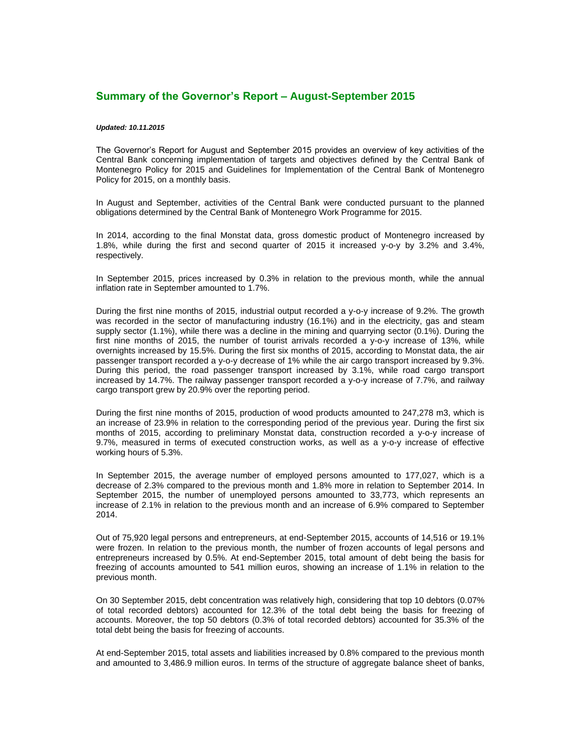## Summary of the Governor's Report – August-September 2015

***Updated: 10.11.2015***

The Governor's Report for August and September 2015 provides an overview of key activities of the Central Bank concerning implementation of targets and objectives defined by the Central Bank of Montenegro Policy for 2015 and Guidelines for Implementation of the Central Bank of Montenegro Policy for 2015, on a monthly basis.

In August and September, activities of the Central Bank were conducted pursuant to the planned obligations determined by the Central Bank of Montenegro Work Programme for 2015.

In 2014, according to the final Monstat data, gross domestic product of Montenegro increased by 1.8%, while during the first and second quarter of 2015 it increased y-o-y by 3.2% and 3.4%, respectively.

In September 2015, prices increased by 0.3% in relation to the previous month, while the annual inflation rate in September amounted to 1.7%.

During the first nine months of 2015, industrial output recorded a y-o-y increase of 9.2%. The growth was recorded in the sector of manufacturing industry (16.1%) and in the electricity, gas and steam supply sector (1.1%), while there was a decline in the mining and quarrying sector (0.1%). During the first nine months of 2015, the number of tourist arrivals recorded a y-o-y increase of 13%, while overnights increased by 15.5%. During the first six months of 2015, according to Monstat data, the air passenger transport recorded a y-o-y decrease of 1% while the air cargo transport increased by 9.3%. During this period, the road passenger transport increased by 3.1%, while road cargo transport increased by 14.7%. The railway passenger transport recorded a y-o-y increase of 7.7%, and railway cargo transport grew by 20.9% over the reporting period.

During the first nine months of 2015, production of wood products amounted to 247,278 m3, which is an increase of 23.9% in relation to the corresponding period of the previous year. During the first six months of 2015, according to preliminary Monstat data, construction recorded a y-o-y increase of 9.7%, measured in terms of executed construction works, as well as a y-o-y increase of effective working hours of 5.3%.

In September 2015, the average number of employed persons amounted to 177,027, which is a decrease of 2.3% compared to the previous month and 1.8% more in relation to September 2014. In September 2015, the number of unemployed persons amounted to 33,773, which represents an increase of 2.1% in relation to the previous month and an increase of 6.9% compared to September 2014.

Out of 75,920 legal persons and entrepreneurs, at end-September 2015, accounts of 14,516 or 19.1% were frozen. In relation to the previous month, the number of frozen accounts of legal persons and entrepreneurs increased by 0.5%. At end-September 2015, total amount of debt being the basis for freezing of accounts amounted to 541 million euros, showing an increase of 1.1% in relation to the previous month.

On 30 September 2015, debt concentration was relatively high, considering that top 10 debtors (0.07% of total recorded debtors) accounted for 12.3% of the total debt being the basis for freezing of accounts. Moreover, the top 50 debtors (0.3% of total recorded debtors) accounted for 35.3% of the total debt being the basis for freezing of accounts.

At end-September 2015, total assets and liabilities increased by 0.8% compared to the previous month and amounted to 3,486.9 million euros. In terms of the structure of aggregate balance sheet of banks,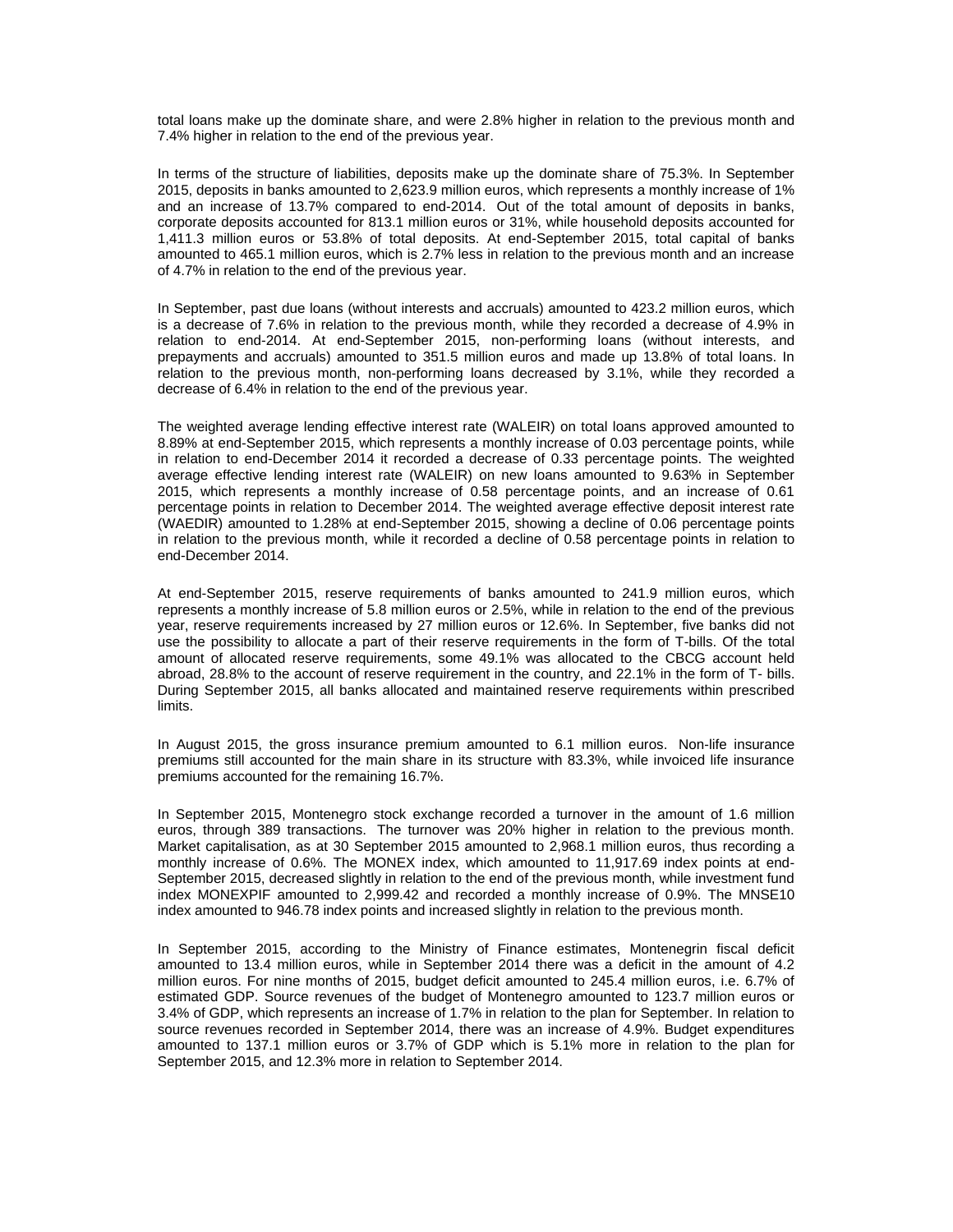total loans make up the dominate share, and were 2.8% higher in relation to the previous month and 7.4% higher in relation to the end of the previous year.

In terms of the structure of liabilities, deposits make up the dominate share of 75.3%. In September 2015, deposits in banks amounted to 2,623.9 million euros, which represents a monthly increase of 1% and an increase of 13.7% compared to end-2014. Out of the total amount of deposits in banks, corporate deposits accounted for 813.1 million euros or 31%, while household deposits accounted for 1,411.3 million euros or 53.8% of total deposits. At end-September 2015, total capital of banks amounted to 465.1 million euros, which is 2.7% less in relation to the previous month and an increase of 4.7% in relation to the end of the previous year.

In September, past due loans (without interests and accruals) amounted to 423.2 million euros, which is a decrease of 7.6% in relation to the previous month, while they recorded a decrease of 4.9% in relation to end-2014. At end-September 2015, non-performing loans (without interests, and prepayments and accruals) amounted to 351.5 million euros and made up 13.8% of total loans. In relation to the previous month, non-performing loans decreased by 3.1%, while they recorded a decrease of 6.4% in relation to the end of the previous year.

The weighted average lending effective interest rate (WALEIR) on total loans approved amounted to 8.89% at end-September 2015, which represents a monthly increase of 0.03 percentage points, while in relation to end-December 2014 it recorded a decrease of 0.33 percentage points. The weighted average effective lending interest rate (WALEIR) on new loans amounted to 9.63% in September 2015, which represents a monthly increase of 0.58 percentage points, and an increase of 0.61 percentage points in relation to December 2014. The weighted average effective deposit interest rate (WAEDIR) amounted to 1.28% at end-September 2015, showing a decline of 0.06 percentage points in relation to the previous month, while it recorded a decline of 0.58 percentage points in relation to end-December 2014.

At end-September 2015, reserve requirements of banks amounted to 241.9 million euros, which represents a monthly increase of 5.8 million euros or 2.5%, while in relation to the end of the previous year, reserve requirements increased by 27 million euros or 12.6%. In September, five banks did not use the possibility to allocate a part of their reserve requirements in the form of T-bills. Of the total amount of allocated reserve requirements, some 49.1% was allocated to the CBCG account held abroad, 28.8% to the account of reserve requirement in the country, and 22.1% in the form of T- bills. During September 2015, all banks allocated and maintained reserve requirements within prescribed limits.

In August 2015, the gross insurance premium amounted to 6.1 million euros. Non-life insurance premiums still accounted for the main share in its structure with 83.3%, while invoiced life insurance premiums accounted for the remaining 16.7%.

In September 2015, Montenegro stock exchange recorded a turnover in the amount of 1.6 million euros, through 389 transactions. The turnover was 20% higher in relation to the previous month. Market capitalisation, as at 30 September 2015 amounted to 2,968.1 million euros, thus recording a monthly increase of 0.6%. The MONEX index, which amounted to 11,917.69 index points at end-September 2015, decreased slightly in relation to the end of the previous month, while investment fund index MONEXPIF amounted to 2,999.42 and recorded a monthly increase of 0.9%. The MNSE10 index amounted to 946.78 index points and increased slightly in relation to the previous month.

In September 2015, according to the Ministry of Finance estimates, Montenegrin fiscal deficit amounted to 13.4 million euros, while in September 2014 there was a deficit in the amount of 4.2 million euros. For nine months of 2015, budget deficit amounted to 245.4 million euros, i.e. 6.7% of estimated GDP. Source revenues of the budget of Montenegro amounted to 123.7 million euros or 3.4% of GDP, which represents an increase of 1.7% in relation to the plan for September. In relation to source revenues recorded in September 2014, there was an increase of 4.9%. Budget expenditures amounted to 137.1 million euros or 3.7% of GDP which is 5.1% more in relation to the plan for September 2015, and 12.3% more in relation to September 2014.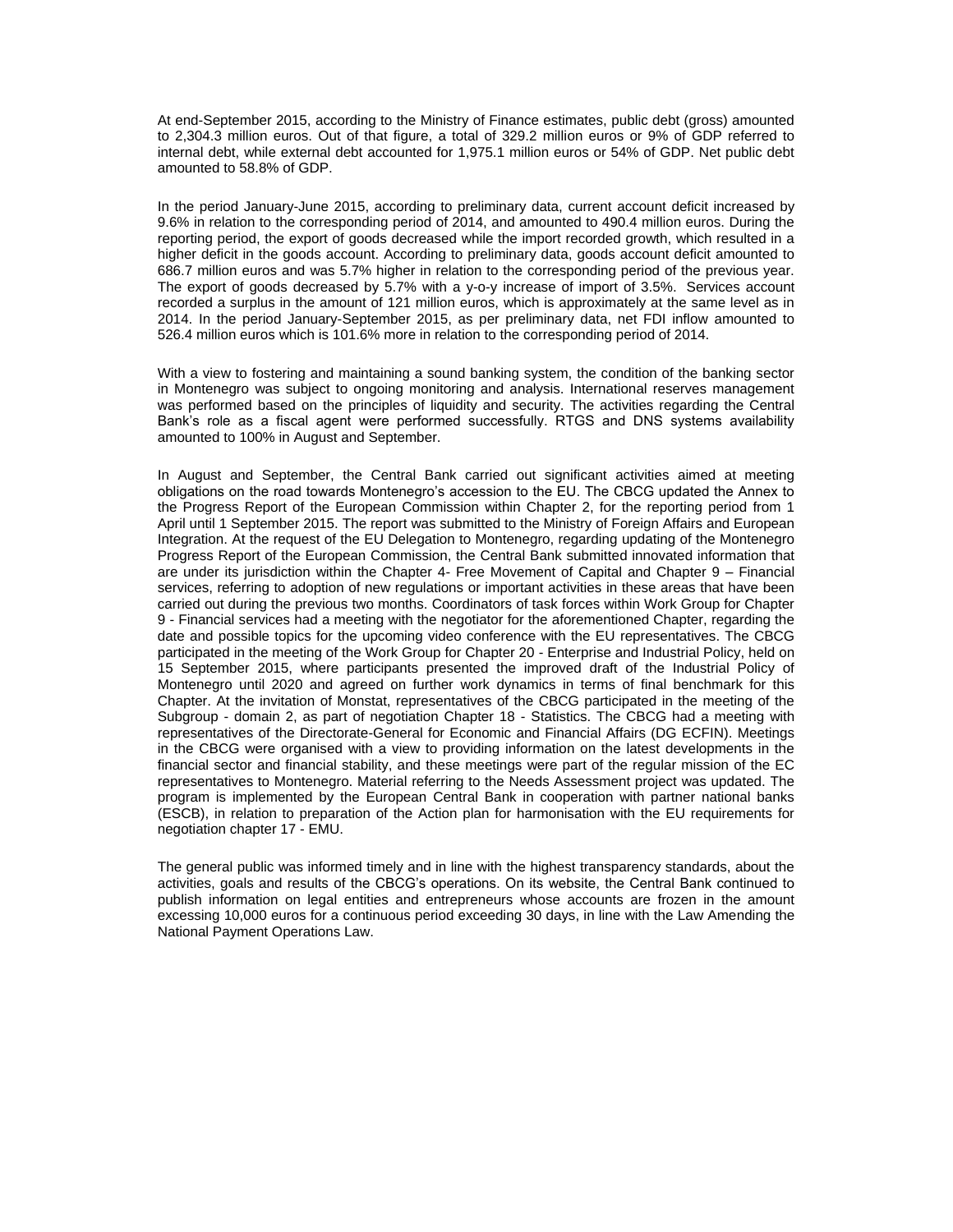At end-September 2015, according to the Ministry of Finance estimates, public debt (gross) amounted to 2,304.3 million euros. Out of that figure, a total of 329.2 million euros or 9% of GDP referred to internal debt, while external debt accounted for 1,975.1 million euros or 54% of GDP. Net public debt amounted to 58.8% of GDP.

In the period January-June 2015, according to preliminary data, current account deficit increased by 9.6% in relation to the corresponding period of 2014, and amounted to 490.4 million euros. During the reporting period, the export of goods decreased while the import recorded growth, which resulted in a higher deficit in the goods account. According to preliminary data, goods account deficit amounted to 686.7 million euros and was 5.7% higher in relation to the corresponding period of the previous year. The export of goods decreased by 5.7% with a y-o-y increase of import of 3.5%. Services account recorded a surplus in the amount of 121 million euros, which is approximately at the same level as in 2014. In the period January-September 2015, as per preliminary data, net FDI inflow amounted to 526.4 million euros which is 101.6% more in relation to the corresponding period of 2014.

With a view to fostering and maintaining a sound banking system, the condition of the banking sector in Montenegro was subject to ongoing monitoring and analysis. International reserves management was performed based on the principles of liquidity and security. The activities regarding the Central Bank's role as a fiscal agent were performed successfully. RTGS and DNS systems availability amounted to 100% in August and September.

In August and September, the Central Bank carried out significant activities aimed at meeting obligations on the road towards Montenegro's accession to the EU. The CBCG updated the Annex to the Progress Report of the European Commission within Chapter 2, for the reporting period from 1 April until 1 September 2015. The report was submitted to the Ministry of Foreign Affairs and European Integration. At the request of the EU Delegation to Montenegro, regarding updating of the Montenegro Progress Report of the European Commission, the Central Bank submitted innovated information that are under its jurisdiction within the Chapter 4- Free Movement of Capital and Chapter 9 – Financial services, referring to adoption of new regulations or important activities in these areas that have been carried out during the previous two months. Coordinators of task forces within Work Group for Chapter 9 - Financial services had a meeting with the negotiator for the aforementioned Chapter, regarding the date and possible topics for the upcoming video conference with the EU representatives. The CBCG participated in the meeting of the Work Group for Chapter 20 - Enterprise and Industrial Policy, held on 15 September 2015, where participants presented the improved draft of the Industrial Policy of Montenegro until 2020 and agreed on further work dynamics in terms of final benchmark for this Chapter. At the invitation of Monstat, representatives of the CBCG participated in the meeting of the Subgroup - domain 2, as part of negotiation Chapter 18 - Statistics. The CBCG had a meeting with representatives of the Directorate-General for Economic and Financial Affairs (DG ECFIN). Meetings in the CBCG were organised with a view to providing information on the latest developments in the financial sector and financial stability, and these meetings were part of the regular mission of the EC representatives to Montenegro. Material referring to the Needs Assessment project was updated. The program is implemented by the European Central Bank in cooperation with partner national banks (ESCB), in relation to preparation of the Action plan for harmonisation with the EU requirements for negotiation chapter 17 - EMU.

The general public was informed timely and in line with the highest transparency standards, about the activities, goals and results of the CBCG's operations. On its website, the Central Bank continued to publish information on legal entities and entrepreneurs whose accounts are frozen in the amount excessing 10,000 euros for a continuous period exceeding 30 days, in line with the Law Amending the National Payment Operations Law.